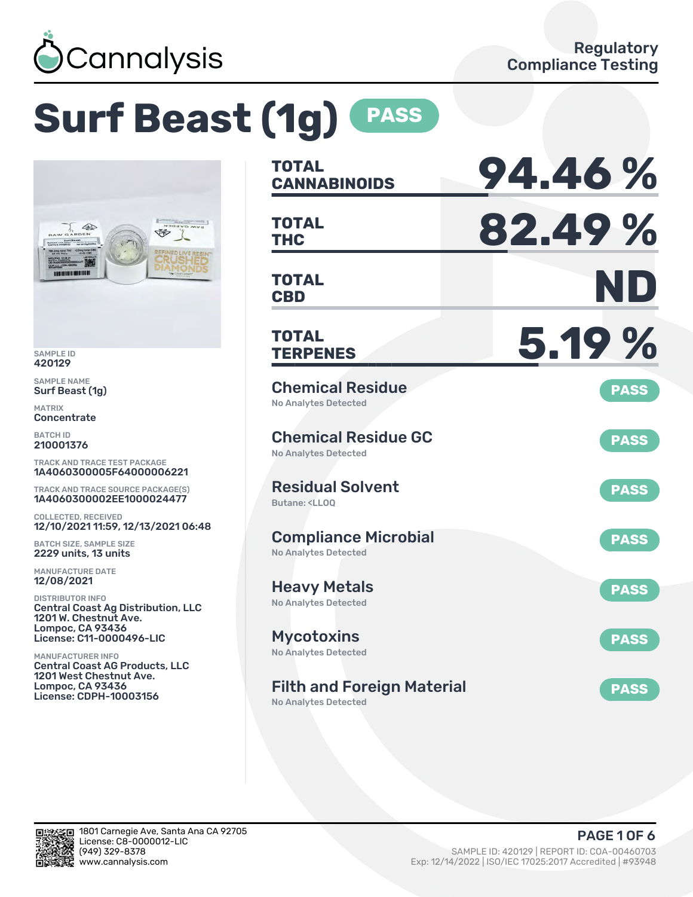Cannalysis

Regulatory Compliance Testing

# Surf Beast (1g) PASS

SAMPLE ID
420129

SAMPLE NAME
Surf Beast (1g)

MATRIX
Concentrate

BATCH ID
210001376

TRACK AND TRACE TEST PACKAGE
1A4060300005F64000006221

TRACK AND TRACE SOURCE PACKAGE(S)
1A4060300002EE1000024477

COLLECTED, RECEIVED
12/10/2021 11:59, 12/13/2021 06:48

BATCH SIZE, SAMPLE SIZE
2229 units, 13 units

MANUFACTURE DATE
12/08/2021

DISTRIBUTOR INFO
Central Coast Ag Distribution, LLC
1201 W. Chestnut Ave.
Lompoc, CA 93436
License: C11-0000496-LIC

MANUFACTURER INFO
Central Coast AG Products, LLC
1201 West Chestnut Ave.
Lompoc, CA 93436
License: CDPH-10003156

| | |
|---|---|
| **TOTAL CANNABINOIDS** | **94.46 %** |
| **TOTAL THC** | **82.49 %** |
| **TOTAL CBD** | **ND** |
| **TOTAL TERPENES** | **5.19 %** |

| Test | Result | Status |
|---|---|---|
| Chemical Residue | No Analytes Detected | PASS |
| Chemical Residue GC | No Analytes Detected | PASS |
| Residual Solvent | Butane: <LLOQ | PASS |
| Compliance Microbial | No Analytes Detected | PASS |
| Heavy Metals | No Analytes Detected | PASS |
| Mycotoxins | No Analytes Detected | PASS |
| Filth and Foreign Material | No Analytes Detected | PASS |

1801 Carnegie Ave, Santa Ana CA 92705
License: C8-0000012-LIC
(949) 329-8378
www.cannalysis.com

SAMPLE ID: 420129 | REPORT ID: COA-00460703
Exp: 12/14/2022 | ISO/IEC 17025:2017 Accredited | #93948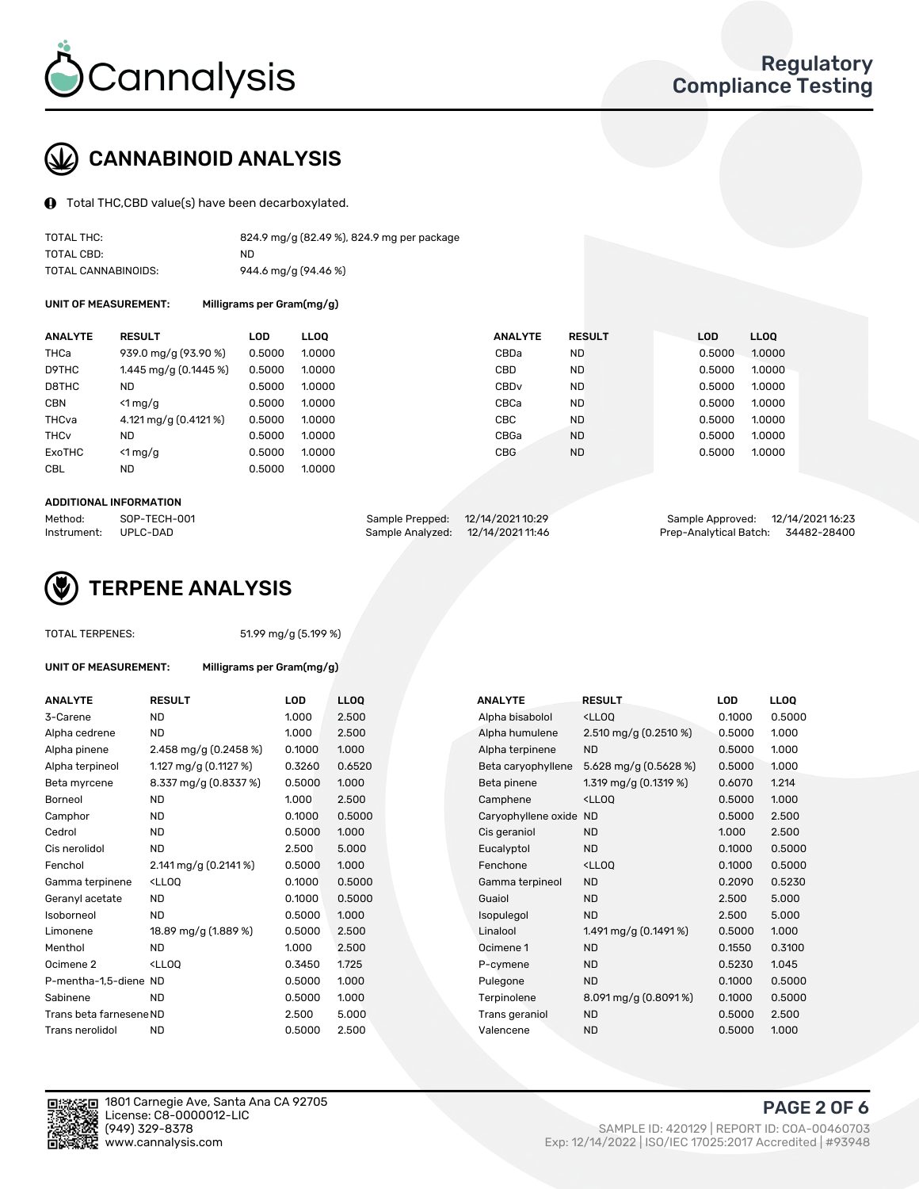# Cannalysis

**Regulatory Compliance Testing**

## CANNABINOID ANALYSIS

Total THC,CBD value(s) have been decarboxylated.

| | |
|---|---|
| TOTAL THC: | 824.9 mg/g (82.49 %), 824.9 mg per package |
| TOTAL CBD: | ND |
| TOTAL CANNABINOIDS: | 944.6 mg/g (94.46 %) |

**UNIT OF MEASUREMENT:** Milligrams per Gram(mg/g)

| ANALYTE | RESULT | LOD | LLOQ | ANALYTE | RESULT | LOD | LLOQ |
|---|---|---|---|---|---|---|---|
| THCa | 939.0 mg/g (93.90 %) | 0.5000 | 1.0000 | CBDa | ND | 0.5000 | 1.0000 |
| D9THC | 1.445 mg/g (0.1445 %) | 0.5000 | 1.0000 | CBD | ND | 0.5000 | 1.0000 |
| D8THC | ND | 0.5000 | 1.0000 | CBDv | ND | 0.5000 | 1.0000 |
| CBN | <1 mg/g | 0.5000 | 1.0000 | CBCa | ND | 0.5000 | 1.0000 |
| THCva | 4.121 mg/g (0.4121 %) | 0.5000 | 1.0000 | CBC | ND | 0.5000 | 1.0000 |
| THCv | ND | 0.5000 | 1.0000 | CBGa | ND | 0.5000 | 1.0000 |
| ExoTHC | <1 mg/g | 0.5000 | 1.0000 | CBG | ND | 0.5000 | 1.0000 |
| CBL | ND | 0.5000 | 1.0000 | | | | |

**ADDITIONAL INFORMATION**

| | | | | | |
|---|---|---|---|---|---|
| Method: | SOP-TECH-001 | Sample Prepped: | 12/14/2021 10:29 | Sample Approved: | 12/14/2021 16:23 |
| Instrument: | UPLC-DAD | Sample Analyzed: | 12/14/2021 11:46 | Prep-Analytical Batch: | 34482-28400 |

## TERPENE ANALYSIS

TOTAL TERPENES: 51.99 mg/g (5.199 %)

**UNIT OF MEASUREMENT:** Milligrams per Gram(mg/g)

| ANALYTE | RESULT | LOD | LLOQ | ANALYTE | RESULT | LOD | LLOQ |
|---|---|---|---|---|---|---|---|
| 3-Carene | ND | 1.000 | 2.500 | Alpha bisabolol | <LLOQ | 0.1000 | 0.5000 |
| Alpha cedrene | ND | 1.000 | 2.500 | Alpha humulene | 2.510 mg/g (0.2510 %) | 0.5000 | 1.000 |
| Alpha pinene | 2.458 mg/g (0.2458 %) | 0.1000 | 1.000 | Alpha terpinene | ND | 0.5000 | 1.000 |
| Alpha terpineol | 1.127 mg/g (0.1127 %) | 0.3260 | 0.6520 | Beta caryophyllene | 5.628 mg/g (0.5628 %) | 0.5000 | 1.000 |
| Beta myrcene | 8.337 mg/g (0.8337 %) | 0.5000 | 1.000 | Beta pinene | 1.319 mg/g (0.1319 %) | 0.6070 | 1.214 |
| Borneol | ND | 1.000 | 2.500 | Camphene | <LLOQ | 0.5000 | 1.000 |
| Camphor | ND | 0.1000 | 0.5000 | Caryophyllene oxide | ND | 0.5000 | 2.500 |
| Cedrol | ND | 0.5000 | 1.000 | Cis geraniol | ND | 1.000 | 2.500 |
| Cis nerolidol | ND | 2.500 | 5.000 | Eucalyptol | ND | 0.1000 | 0.5000 |
| Fenchol | 2.141 mg/g (0.2141 %) | 0.5000 | 1.000 | Fenchone | <LLOQ | 0.1000 | 0.5000 |
| Gamma terpinene | <LLOQ | 0.1000 | 0.5000 | Gamma terpineol | ND | 0.2090 | 0.5230 |
| Geranyl acetate | ND | 0.1000 | 0.5000 | Guaiol | ND | 2.500 | 5.000 |
| Isoborneol | ND | 0.5000 | 1.000 | Isopulegol | ND | 2.500 | 5.000 |
| Limonene | 18.89 mg/g (1.889 %) | 0.5000 | 2.500 | Linalool | 1.491 mg/g (0.1491 %) | 0.5000 | 1.000 |
| Menthol | ND | 1.000 | 2.500 | Ocimene 1 | ND | 0.1550 | 0.3100 |
| Ocimene 2 | <LLOQ | 0.3450 | 1.725 | P-cymene | ND | 0.5230 | 1.045 |
| P-mentha-1,5-diene | ND | 0.5000 | 1.000 | Pulegone | ND | 0.1000 | 0.5000 |
| Sabinene | ND | 0.5000 | 1.000 | Terpinolene | 8.091 mg/g (0.8091 %) | 0.1000 | 0.5000 |
| Trans beta farnesene | ND | 2.500 | 5.000 | Trans geraniol | ND | 0.5000 | 2.500 |
| Trans nerolidol | ND | 0.5000 | 2.500 | Valencene | ND | 0.5000 | 1.000 |

1801 Carnegie Ave, Santa Ana CA 92705
License: C8-0000012-LIC
(949) 329-8378
www.cannalysis.com

SAMPLE ID: 420129 | REPORT ID: COA-00460703
Exp: 12/14/2022 | ISO/IEC 17025:2017 Accredited | #93948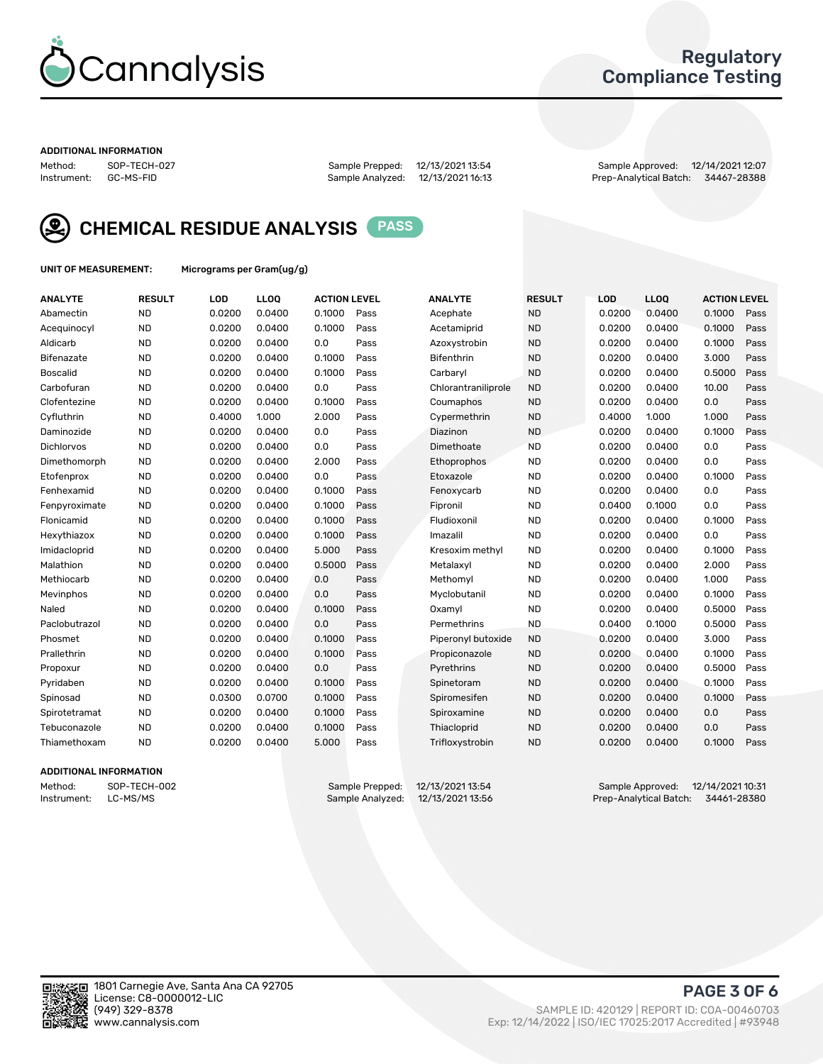# Cannalysis

## Regulatory Compliance Testing

**ADDITIONAL INFORMATION**

Method: SOP-TECH-027
Instrument: GC-MS-FID

Sample Prepped: 12/13/2021 13:54
Sample Analyzed: 12/13/2021 16:13

Sample Approved: 12/14/2021 12:07
Prep-Analytical Batch: 34467-28388

## CHEMICAL RESIDUE ANALYSIS PASS

**UNIT OF MEASUREMENT:** Micrograms per Gram(ug/g)

| ANALYTE | RESULT | LOD | LLOQ | ACTION LEVEL | | ANALYTE | RESULT | LOD | LLOQ | ACTION LEVEL | |
|---|---|---|---|---|---|---|---|---|---|---|---|
| Abamectin | ND | 0.0200 | 0.0400 | 0.1000 | Pass | Acephate | ND | 0.0200 | 0.0400 | 0.1000 | Pass |
| Acequinocyl | ND | 0.0200 | 0.0400 | 0.1000 | Pass | Acetamiprid | ND | 0.0200 | 0.0400 | 0.1000 | Pass |
| Aldicarb | ND | 0.0200 | 0.0400 | 0.0 | Pass | Azoxystrobin | ND | 0.0200 | 0.0400 | 0.1000 | Pass |
| Bifenazate | ND | 0.0200 | 0.0400 | 0.1000 | Pass | Bifenthrin | ND | 0.0200 | 0.0400 | 3.000 | Pass |
| Boscalid | ND | 0.0200 | 0.0400 | 0.1000 | Pass | Carbaryl | ND | 0.0200 | 0.0400 | 0.5000 | Pass |
| Carbofuran | ND | 0.0200 | 0.0400 | 0.0 | Pass | Chlorantraniliprole | ND | 0.0200 | 0.0400 | 10.00 | Pass |
| Clofentezine | ND | 0.0200 | 0.0400 | 0.1000 | Pass | Coumaphos | ND | 0.0200 | 0.0400 | 0.0 | Pass |
| Cyfluthrin | ND | 0.4000 | 1.000 | 2.000 | Pass | Cypermethrin | ND | 0.4000 | 1.000 | 1.000 | Pass |
| Daminozide | ND | 0.0200 | 0.0400 | 0.0 | Pass | Diazinon | ND | 0.0200 | 0.0400 | 0.1000 | Pass |
| Dichlorvos | ND | 0.0200 | 0.0400 | 0.0 | Pass | Dimethoate | ND | 0.0200 | 0.0400 | 0.0 | Pass |
| Dimethomorph | ND | 0.0200 | 0.0400 | 2.000 | Pass | Ethoprophos | ND | 0.0200 | 0.0400 | 0.0 | Pass |
| Etofenprox | ND | 0.0200 | 0.0400 | 0.0 | Pass | Etoxazole | ND | 0.0200 | 0.0400 | 0.1000 | Pass |
| Fenhexamid | ND | 0.0200 | 0.0400 | 0.1000 | Pass | Fenoxycarb | ND | 0.0200 | 0.0400 | 0.0 | Pass |
| Fenpyroximate | ND | 0.0200 | 0.0400 | 0.1000 | Pass | Fipronil | ND | 0.0400 | 0.1000 | 0.0 | Pass |
| Flonicamid | ND | 0.0200 | 0.0400 | 0.1000 | Pass | Fludioxonil | ND | 0.0200 | 0.0400 | 0.1000 | Pass |
| Hexythiazox | ND | 0.0200 | 0.0400 | 0.1000 | Pass | Imazalil | ND | 0.0200 | 0.0400 | 0.0 | Pass |
| Imidacloprid | ND | 0.0200 | 0.0400 | 5.000 | Pass | Kresoxim methyl | ND | 0.0200 | 0.0400 | 0.1000 | Pass |
| Malathion | ND | 0.0200 | 0.0400 | 0.5000 | Pass | Metalaxyl | ND | 0.0200 | 0.0400 | 2.000 | Pass |
| Methiocarb | ND | 0.0200 | 0.0400 | 0.0 | Pass | Methomyl | ND | 0.0200 | 0.0400 | 1.000 | Pass |
| Mevinphos | ND | 0.0200 | 0.0400 | 0.0 | Pass | Myclobutanil | ND | 0.0200 | 0.0400 | 0.1000 | Pass |
| Naled | ND | 0.0200 | 0.0400 | 0.1000 | Pass | Oxamyl | ND | 0.0200 | 0.0400 | 0.5000 | Pass |
| Paclobutrazol | ND | 0.0200 | 0.0400 | 0.0 | Pass | Permethrins | ND | 0.0400 | 0.1000 | 0.5000 | Pass |
| Phosmet | ND | 0.0200 | 0.0400 | 0.1000 | Pass | Piperonyl butoxide | ND | 0.0200 | 0.0400 | 3.000 | Pass |
| Prallethrin | ND | 0.0200 | 0.0400 | 0.1000 | Pass | Propiconazole | ND | 0.0200 | 0.0400 | 0.1000 | Pass |
| Propoxur | ND | 0.0200 | 0.0400 | 0.0 | Pass | Pyrethrins | ND | 0.0200 | 0.0400 | 0.5000 | Pass |
| Pyridaben | ND | 0.0200 | 0.0400 | 0.1000 | Pass | Spinetoram | ND | 0.0200 | 0.0400 | 0.1000 | Pass |
| Spinosad | ND | 0.0300 | 0.0700 | 0.1000 | Pass | Spiromesifen | ND | 0.0200 | 0.0400 | 0.1000 | Pass |
| Spirotetramat | ND | 0.0200 | 0.0400 | 0.1000 | Pass | Spiroxamine | ND | 0.0200 | 0.0400 | 0.0 | Pass |
| Tebuconazole | ND | 0.0200 | 0.0400 | 0.1000 | Pass | Thiacloprid | ND | 0.0200 | 0.0400 | 0.0 | Pass |
| Thiamethoxam | ND | 0.0200 | 0.0400 | 5.000 | Pass | Trifloxystrobin | ND | 0.0200 | 0.0400 | 0.1000 | Pass |

**ADDITIONAL INFORMATION**

Method: SOP-TECH-002
Instrument: LC-MS/MS

Sample Prepped: 12/13/2021 13:54
Sample Analyzed: 12/13/2021 13:56

Sample Approved: 12/14/2021 10:31
Prep-Analytical Batch: 34461-28380

1801 Carnegie Ave, Santa Ana CA 92705
License: C8-0000012-LIC
(949) 329-8378
www.cannalysis.com

SAMPLE ID: 420129 | REPORT ID: COA-00460703
Exp: 12/14/2022 | ISO/IEC 17025:2017 Accredited | #93948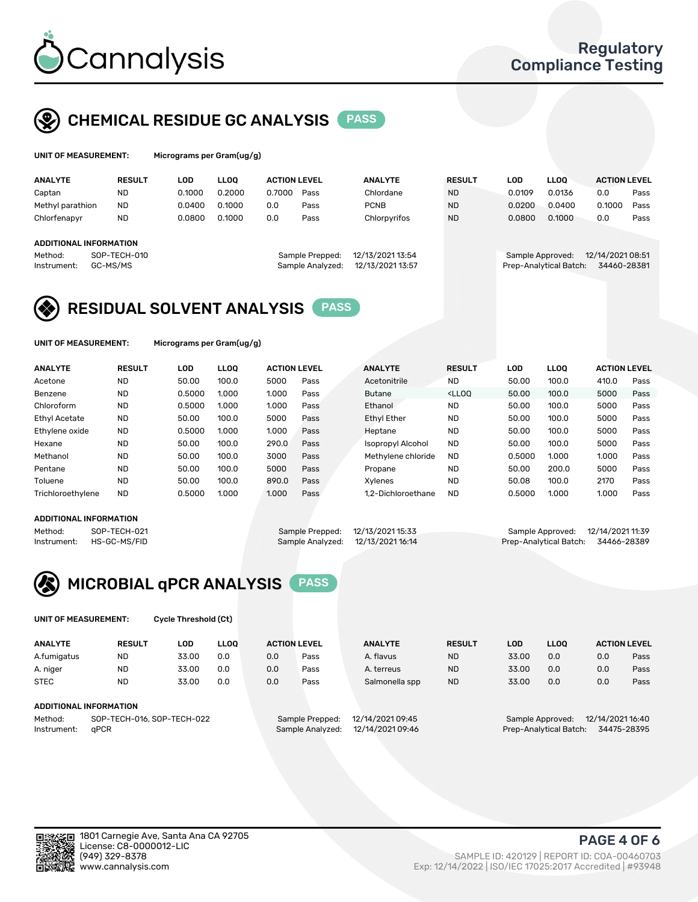# Cannalysis

Regulatory Compliance Testing

## CHEMICAL RESIDUE GC ANALYSIS PASS

**UNIT OF MEASUREMENT:** Micrograms per Gram(ug/g)

| ANALYTE | RESULT | LOD | LLOQ | ACTION LEVEL | | ANALYTE | RESULT | LOD | LLOQ | ACTION LEVEL | |
|---|---|---|---|---|---|---|---|---|---|---|---|
| Captan | ND | 0.1000 | 0.2000 | 0.7000 | Pass | Chlordane | ND | 0.0109 | 0.0136 | 0.0 | Pass |
| Methyl parathion | ND | 0.0400 | 0.1000 | 0.0 | Pass | PCNB | ND | 0.0200 | 0.0400 | 0.1000 | Pass |
| Chlorfenapyr | ND | 0.0800 | 0.1000 | 0.0 | Pass | Chlorpyrifos | ND | 0.0800 | 0.1000 | 0.0 | Pass |

**ADDITIONAL INFORMATION**

Method: SOP-TECH-010
Instrument: GC-MS/MS
Sample Prepped: 12/13/2021 13:54
Sample Analyzed: 12/13/2021 13:57
Sample Approved: 12/14/2021 08:51
Prep-Analytical Batch: 34460-28381

## RESIDUAL SOLVENT ANALYSIS PASS

**UNIT OF MEASUREMENT:** Micrograms per Gram(ug/g)

| ANALYTE | RESULT | LOD | LLOQ | ACTION LEVEL | | ANALYTE | RESULT | LOD | LLOQ | ACTION LEVEL | |
|---|---|---|---|---|---|---|---|---|---|---|---|
| Acetone | ND | 50.00 | 100.0 | 5000 | Pass | Acetonitrile | ND | 50.00 | 100.0 | 410.0 | Pass |
| Benzene | ND | 0.5000 | 1.000 | 1.000 | Pass | Butane | <LLOQ | 50.00 | 100.0 | 5000 | Pass |
| Chloroform | ND | 0.5000 | 1.000 | 1.000 | Pass | Ethanol | ND | 50.00 | 100.0 | 5000 | Pass |
| Ethyl Acetate | ND | 50.00 | 100.0 | 5000 | Pass | Ethyl Ether | ND | 50.00 | 100.0 | 5000 | Pass |
| Ethylene oxide | ND | 0.5000 | 1.000 | 1.000 | Pass | Heptane | ND | 50.00 | 100.0 | 5000 | Pass |
| Hexane | ND | 50.00 | 100.0 | 290.0 | Pass | Isopropyl Alcohol | ND | 50.00 | 100.0 | 5000 | Pass |
| Methanol | ND | 50.00 | 100.0 | 3000 | Pass | Methylene chloride | ND | 0.5000 | 1.000 | 1.000 | Pass |
| Pentane | ND | 50.00 | 100.0 | 5000 | Pass | Propane | ND | 50.00 | 200.0 | 5000 | Pass |
| Toluene | ND | 50.00 | 100.0 | 890.0 | Pass | Xylenes | ND | 50.08 | 100.0 | 2170 | Pass |
| Trichloroethylene | ND | 0.5000 | 1.000 | 1.000 | Pass | 1,2-Dichloroethane | ND | 0.5000 | 1.000 | 1.000 | Pass |

**ADDITIONAL INFORMATION**

Method: SOP-TECH-021
Instrument: HS-GC-MS/FID
Sample Prepped: 12/13/2021 15:33
Sample Analyzed: 12/13/2021 16:14
Sample Approved: 12/14/2021 11:39
Prep-Analytical Batch: 34466-28389

## MICROBIAL qPCR ANALYSIS PASS

**UNIT OF MEASUREMENT:** Cycle Threshold (Ct)

| ANALYTE | RESULT | LOD | LLOQ | ACTION LEVEL | | ANALYTE | RESULT | LOD | LLOQ | ACTION LEVEL | |
|---|---|---|---|---|---|---|---|---|---|---|---|
| A.fumigatus | ND | 33.00 | 0.0 | 0.0 | Pass | A. flavus | ND | 33.00 | 0.0 | 0.0 | Pass |
| A. niger | ND | 33.00 | 0.0 | 0.0 | Pass | A. terreus | ND | 33.00 | 0.0 | 0.0 | Pass |
| STEC | ND | 33.00 | 0.0 | 0.0 | Pass | Salmonella spp | ND | 33.00 | 0.0 | 0.0 | Pass |

**ADDITIONAL INFORMATION**

Method: SOP-TECH-016, SOP-TECH-022
Instrument: qPCR
Sample Prepped: 12/14/2021 09:45
Sample Analyzed: 12/14/2021 09:46
Sample Approved: 12/14/2021 16:40
Prep-Analytical Batch: 34475-28395

1801 Carnegie Ave, Santa Ana CA 92705
License: C8-0000012-LIC
(949) 329-8378
www.cannalysis.com

SAMPLE ID: 420129 | REPORT ID: COA-00460703
Exp: 12/14/2022 | ISO/IEC 17025:2017 Accredited | #93948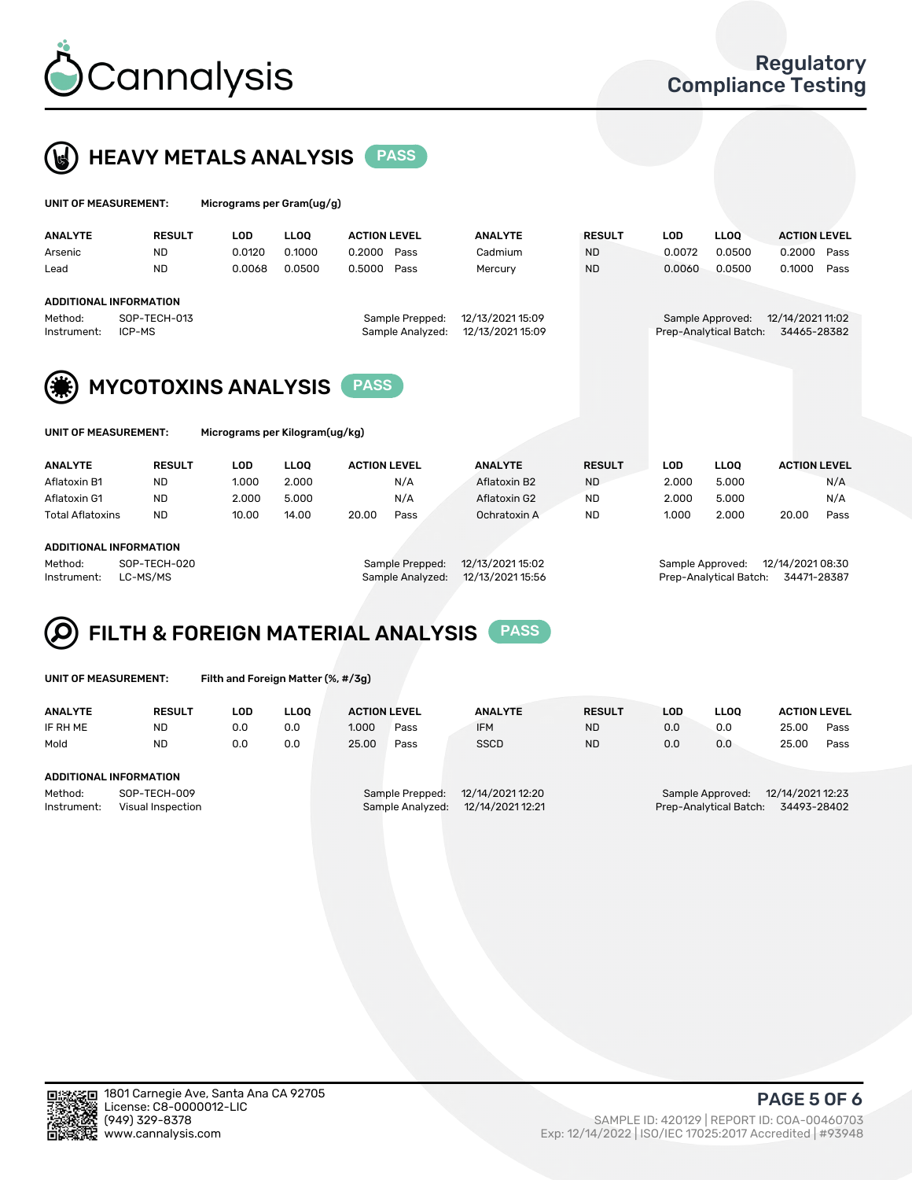# Cannalysis

## Regulatory Compliance Testing

## HEAVY METALS ANALYSIS PASS

**UNIT OF MEASUREMENT:** Micrograms per Gram(ug/g)

| ANALYTE | RESULT | LOD | LLOQ | ACTION LEVEL | | ANALYTE | RESULT | LOD | LLOQ | ACTION LEVEL | |
|---|---|---|---|---|---|---|---|---|---|---|---|
| Arsenic | ND | 0.0120 | 0.1000 | 0.2000 | Pass | Cadmium | ND | 0.0072 | 0.0500 | 0.2000 | Pass |
| Lead | ND | 0.0068 | 0.0500 | 0.5000 | Pass | Mercury | ND | 0.0060 | 0.0500 | 0.1000 | Pass |

**ADDITIONAL INFORMATION**

Method: SOP-TECH-013
Instrument: ICP-MS
Sample Prepped: 12/13/2021 15:09
Sample Analyzed: 12/13/2021 15:09
Sample Approved: 12/14/2021 11:02
Prep-Analytical Batch: 34465-28382

## MYCOTOXINS ANALYSIS PASS

**UNIT OF MEASUREMENT:** Micrograms per Kilogram(ug/kg)

| ANALYTE | RESULT | LOD | LLOQ | ACTION LEVEL | | ANALYTE | RESULT | LOD | LLOQ | ACTION LEVEL | |
|---|---|---|---|---|---|---|---|---|---|---|---|
| Aflatoxin B1 | ND | 1.000 | 2.000 | | N/A | Aflatoxin B2 | ND | 2.000 | 5.000 | | N/A |
| Aflatoxin G1 | ND | 2.000 | 5.000 | | N/A | Aflatoxin G2 | ND | 2.000 | 5.000 | | N/A |
| Total Aflatoxins | ND | 10.00 | 14.00 | 20.00 | Pass | Ochratoxin A | ND | 1.000 | 2.000 | 20.00 | Pass |

**ADDITIONAL INFORMATION**

Method: SOP-TECH-020
Instrument: LC-MS/MS
Sample Prepped: 12/13/2021 15:02
Sample Analyzed: 12/13/2021 15:56
Sample Approved: 12/14/2021 08:30
Prep-Analytical Batch: 34471-28387

## FILTH & FOREIGN MATERIAL ANALYSIS PASS

**UNIT OF MEASUREMENT:** Filth and Foreign Matter (%, #/3g)

| ANALYTE | RESULT | LOD | LLOQ | ACTION LEVEL | | ANALYTE | RESULT | LOD | LLOQ | ACTION LEVEL | |
|---|---|---|---|---|---|---|---|---|---|---|---|
| IF RH ME | ND | 0.0 | 0.0 | 1.000 | Pass | IFM | ND | 0.0 | 0.0 | 25.00 | Pass |
| Mold | ND | 0.0 | 0.0 | 25.00 | Pass | SSCD | ND | 0.0 | 0.0 | 25.00 | Pass |

**ADDITIONAL INFORMATION**

Method: SOP-TECH-009
Instrument: Visual Inspection
Sample Prepped: 12/14/2021 12:20
Sample Analyzed: 12/14/2021 12:21
Sample Approved: 12/14/2021 12:23
Prep-Analytical Batch: 34493-28402

1801 Carnegie Ave, Santa Ana CA 92705
License: C8-0000012-LIC
(949) 329-8378
www.cannalysis.com

SAMPLE ID: 420129 | REPORT ID: COA-00460703
Exp: 12/14/2022 | ISO/IEC 17025:2017 Accredited | #93948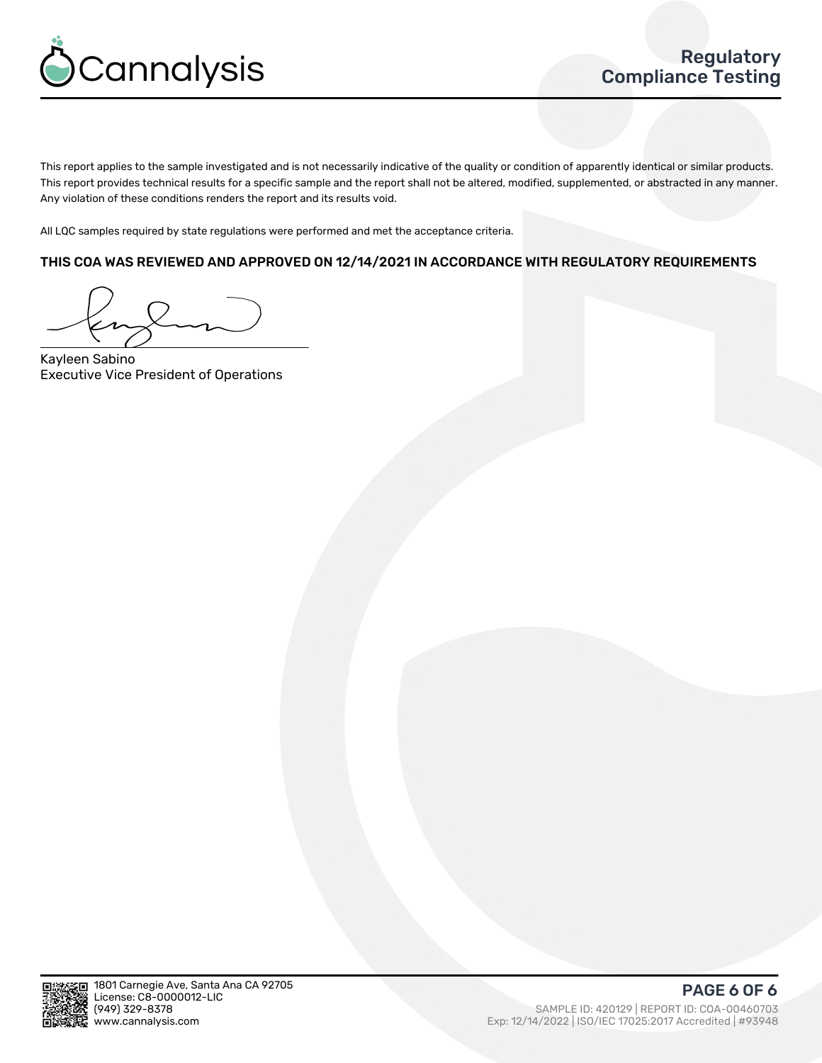This report applies to the sample investigated and is not necessarily indicative of the quality or condition of apparently identical or similar products. This report provides technical results for a specific sample and the report shall not be altered, modified, supplemented, or abstracted in any manner. Any violation of these conditions renders the report and its results void.

All LQC samples required by state regulations were performed and met the acceptance criteria.

**THIS COA WAS REVIEWED AND APPROVED ON 12/14/2021 IN ACCORDANCE WITH REGULATORY REQUIREMENTS**

Kayleen Sabino
Executive Vice President of Operations